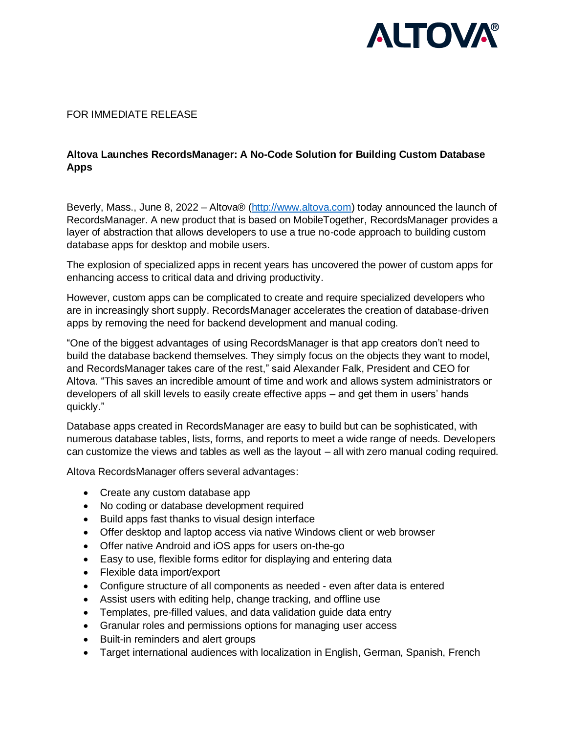FOR IMMEDIATE RELEASE

**Altova Launches RecordsManager: A No-Code Solution for Building Custom Database Apps**

Beverly, Mass., June 8, 2022 – Altova® (http://www.altova.com) today announced the launch of RecordsManager. A new product that is based on MobileTogether, RecordsManager provides a layer of abstraction that allows developers to use a true no-code approach to building custom database apps for desktop and mobile users.

The explosion of specialized apps in recent years has uncovered the power of custom apps for enhancing access to critical data and driving productivity.

However, custom apps can be complicated to create and require specialized developers who are in increasingly short supply. RecordsManager accelerates the creation of database-driven apps by removing the need for backend development and manual coding.

"One of the biggest advantages of using RecordsManager is that app creators don't need to build the database backend themselves. They simply focus on the objects they want to model, and RecordsManager takes care of the rest," said Alexander Falk, President and CEO for Altova. "This saves an incredible amount of time and work and allows system administrators or developers of all skill levels to easily create effective apps – and get them in users' hands quickly."

Database apps created in RecordsManager are easy to build but can be sophisticated, with numerous database tables, lists, forms, and reports to meet a wide range of needs. Developers can customize the views and tables as well as the layout – all with zero manual coding required.

Altova RecordsManager offers several advantages:

- Create any custom database app
- No coding or database development required
- Build apps fast thanks to visual design interface
- Offer desktop and laptop access via native Windows client or web browser
- Offer native Android and iOS apps for users on-the-go
- Easy to use, flexible forms editor for displaying and entering data
- Flexible data import/export
- Configure structure of all components as needed - even after data is entered
- Assist users with editing help, change tracking, and offline use
- Templates, pre-filled values, and data validation guide data entry
- Granular roles and permissions options for managing user access
- Built-in reminders and alert groups
- Target international audiences with localization in English, German, Spanish, French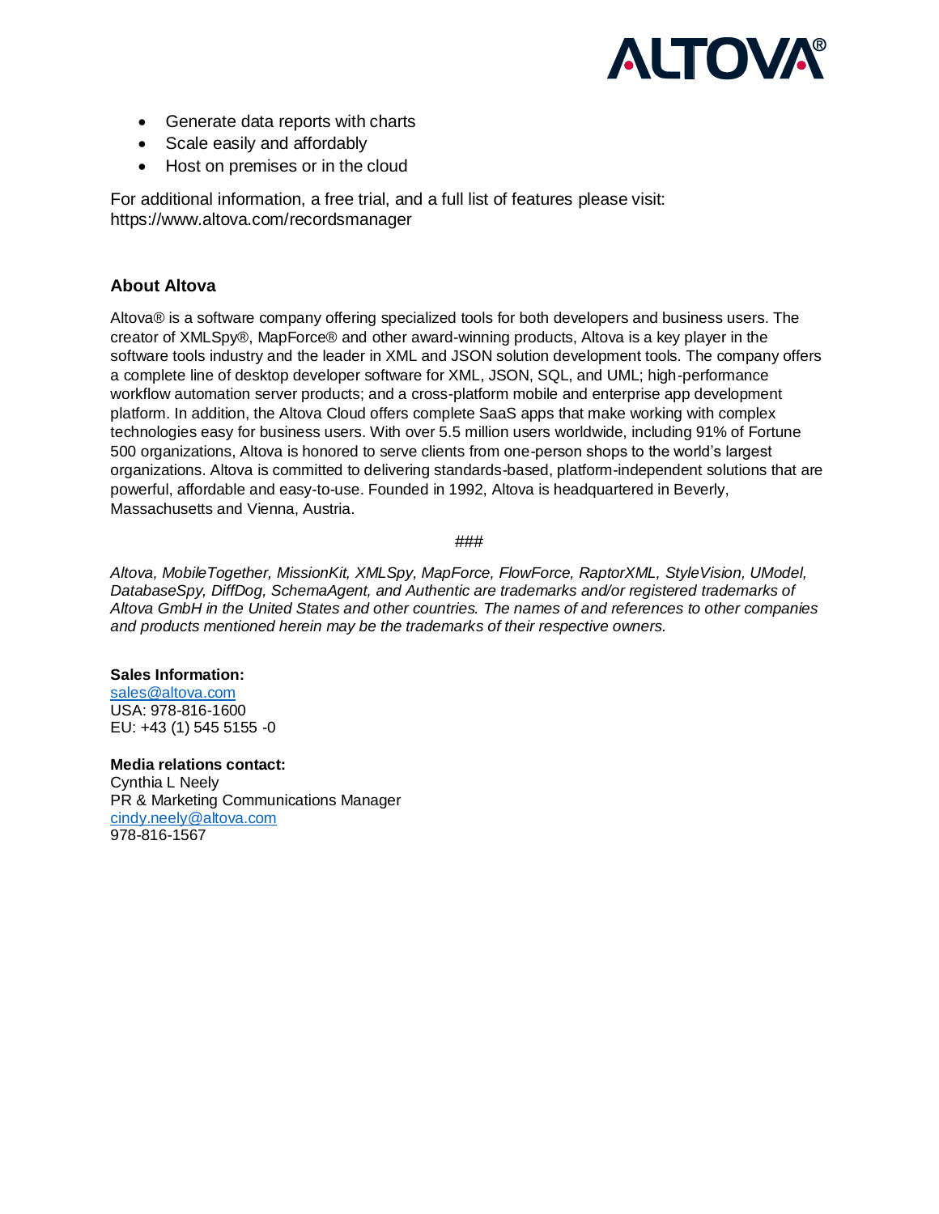- Generate data reports with charts
- Scale easily and affordably
- Host on premises or in the cloud

For additional information, a free trial, and a full list of features please visit: https://www.altova.com/recordsmanager

## About Altova

Altova® is a software company offering specialized tools for both developers and business users. The creator of XMLSpy®, MapForce® and other award-winning products, Altova is a key player in the software tools industry and the leader in XML and JSON solution development tools. The company offers a complete line of desktop developer software for XML, JSON, SQL, and UML; high-performance workflow automation server products; and a cross-platform mobile and enterprise app development platform. In addition, the Altova Cloud offers complete SaaS apps that make working with complex technologies easy for business users. With over 5.5 million users worldwide, including 91% of Fortune 500 organizations, Altova is honored to serve clients from one-person shops to the world's largest organizations. Altova is committed to delivering standards-based, platform-independent solutions that are powerful, affordable and easy-to-use. Founded in 1992, Altova is headquartered in Beverly, Massachusetts and Vienna, Austria.

###

*Altova, MobileTogether, MissionKit, XMLSpy, MapForce, FlowForce, RaptorXML, StyleVision, UModel, DatabaseSpy, DiffDog, SchemaAgent, and Authentic are trademarks and/or registered trademarks of Altova GmbH in the United States and other countries. The names of and references to other companies and products mentioned herein may be the trademarks of their respective owners.*

**Sales Information:**
sales@altova.com
USA: 978-816-1600
EU: +43 (1) 545 5155 -0

**Media relations contact:**
Cynthia L Neely
PR & Marketing Communications Manager
cindy.neely@altova.com
978-816-1567